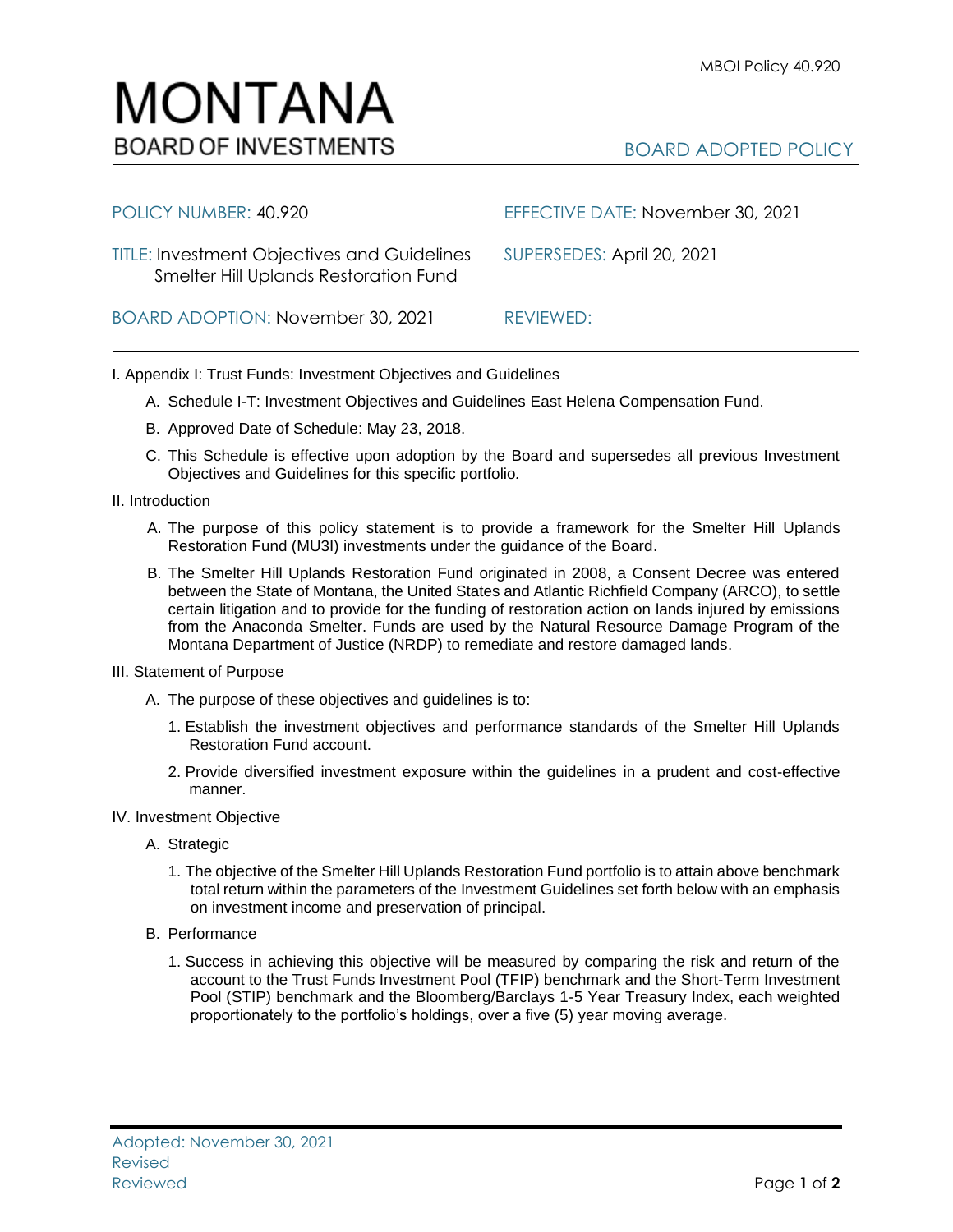# MONTANA
## BOARD OF INVESTMENTS

MBOI Policy 40.920

BOARD ADOPTED POLICY

POLICY NUMBER: 40.920

EFFECTIVE DATE: November 30, 2021

TITLE: Investment Objectives and Guidelines Smelter Hill Uplands Restoration Fund

SUPERSEDES: April 20, 2021

BOARD ADOPTION: November 30, 2021

REVIEWED:

---

I. Appendix I: Trust Funds: Investment Objectives and Guidelines

A. Schedule I-T: Investment Objectives and Guidelines East Helena Compensation Fund.

B. Approved Date of Schedule: May 23, 2018.

C. This Schedule is effective upon adoption by the Board and supersedes all previous Investment Objectives and Guidelines for this specific portfolio.

II. Introduction

A. The purpose of this policy statement is to provide a framework for the Smelter Hill Uplands Restoration Fund (MU3I) investments under the guidance of the Board.

B. The Smelter Hill Uplands Restoration Fund originated in 2008, a Consent Decree was entered between the State of Montana, the United States and Atlantic Richfield Company (ARCO), to settle certain litigation and to provide for the funding of restoration action on lands injured by emissions from the Anaconda Smelter. Funds are used by the Natural Resource Damage Program of the Montana Department of Justice (NRDP) to remediate and restore damaged lands.

III. Statement of Purpose

A. The purpose of these objectives and guidelines is to:

1. Establish the investment objectives and performance standards of the Smelter Hill Uplands Restoration Fund account.

2. Provide diversified investment exposure within the guidelines in a prudent and cost-effective manner.

IV. Investment Objective

A. Strategic

1. The objective of the Smelter Hill Uplands Restoration Fund portfolio is to attain above benchmark total return within the parameters of the Investment Guidelines set forth below with an emphasis on investment income and preservation of principal.

B. Performance

1. Success in achieving this objective will be measured by comparing the risk and return of the account to the Trust Funds Investment Pool (TFIP) benchmark and the Short-Term Investment Pool (STIP) benchmark and the Bloomberg/Barclays 1-5 Year Treasury Index, each weighted proportionately to the portfolio's holdings, over a five (5) year moving average.

Adopted: November 30, 2021
Revised
Reviewed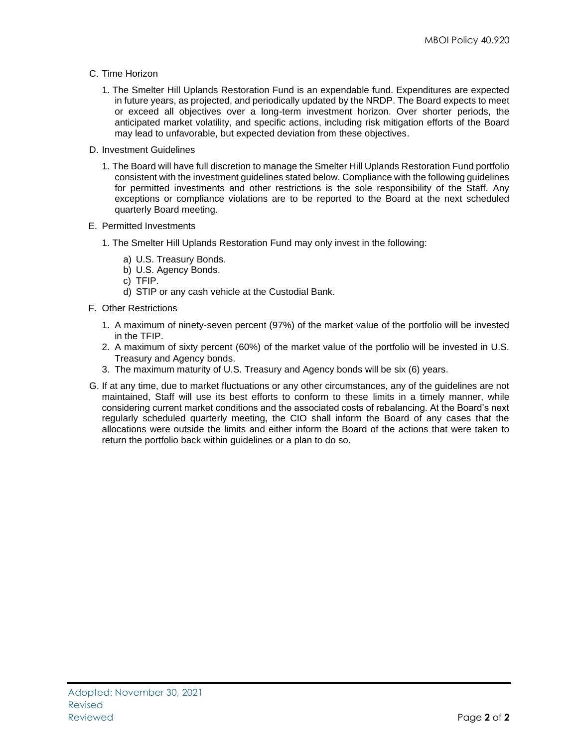C. Time Horizon

1. The Smelter Hill Uplands Restoration Fund is an expendable fund. Expenditures are expected in future years, as projected, and periodically updated by the NRDP. The Board expects to meet or exceed all objectives over a long-term investment horizon. Over shorter periods, the anticipated market volatility, and specific actions, including risk mitigation efforts of the Board may lead to unfavorable, but expected deviation from these objectives.

D. Investment Guidelines

1. The Board will have full discretion to manage the Smelter Hill Uplands Restoration Fund portfolio consistent with the investment guidelines stated below. Compliance with the following guidelines for permitted investments and other restrictions is the sole responsibility of the Staff. Any exceptions or compliance violations are to be reported to the Board at the next scheduled quarterly Board meeting.

E. Permitted Investments

1. The Smelter Hill Uplands Restoration Fund may only invest in the following:

   a) U.S. Treasury Bonds.
   b) U.S. Agency Bonds.
   c) TFIP.
   d) STIP or any cash vehicle at the Custodial Bank.

F. Other Restrictions

1. A maximum of ninety-seven percent (97%) of the market value of the portfolio will be invested in the TFIP.
2. A maximum of sixty percent (60%) of the market value of the portfolio will be invested in U.S. Treasury and Agency bonds.
3. The maximum maturity of U.S. Treasury and Agency bonds will be six (6) years.

G. If at any time, due to market fluctuations or any other circumstances, any of the guidelines are not maintained, Staff will use its best efforts to conform to these limits in a timely manner, while considering current market conditions and the associated costs of rebalancing. At the Board's next regularly scheduled quarterly meeting, the CIO shall inform the Board of any cases that the allocations were outside the limits and either inform the Board of the actions that were taken to return the portfolio back within guidelines or a plan to do so.

Adopted: November 30, 2021
Revised
Reviewed